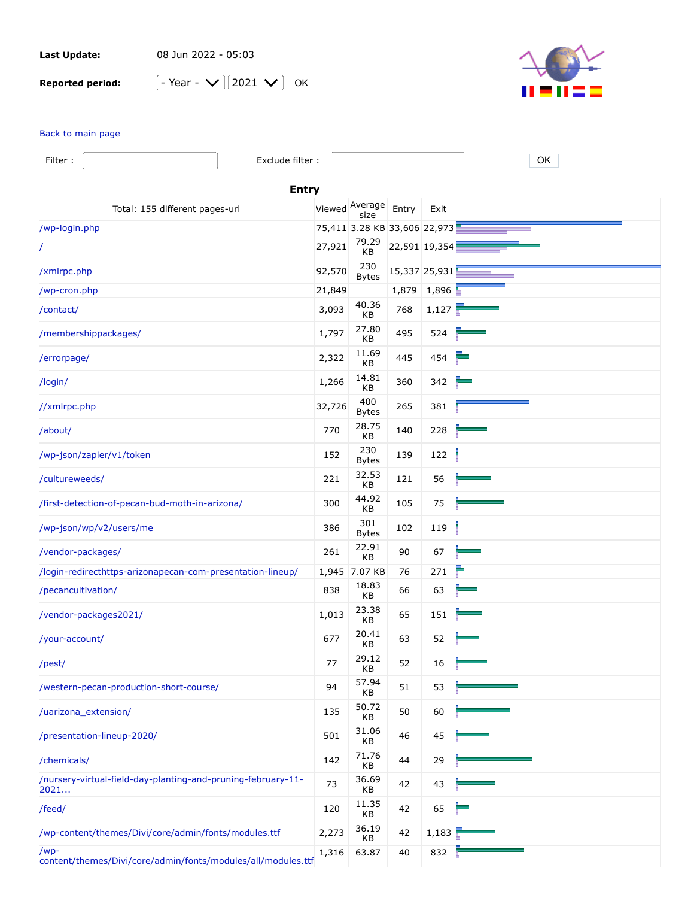**Last Update:** 08 Jun 2022 - 05:03

**Reported period:** - Year - 2021 OK

Back to main page

Filter : Exclude filter : OK

## Entry

| Total: 155 different pages-url | Viewed | Average size | Entry | Exit |
|---|---|---|---|---|
| /wp-login.php | 75,411 | 3.28 KB | 33,606 | 22,973 |
| / | 27,921 | 79.29 KB | 22,591 | 19,354 |
| /xmlrpc.php | 92,570 | 230 Bytes | 15,337 | 25,931 |
| /wp-cron.php | 21,849 | | 1,879 | 1,896 |
| /contact/ | 3,093 | 40.36 KB | 768 | 1,127 |
| /membershippackages/ | 1,797 | 27.80 KB | 495 | 524 |
| /errorpage/ | 2,322 | 11.69 KB | 445 | 454 |
| /login/ | 1,266 | 14.81 KB | 360 | 342 |
| //xmlrpc.php | 32,726 | 400 Bytes | 265 | 381 |
| /about/ | 770 | 28.75 KB | 140 | 228 |
| /wp-json/zapier/v1/token | 152 | 230 Bytes | 139 | 122 |
| /cultureweeds/ | 221 | 32.53 KB | 121 | 56 |
| /first-detection-of-pecan-bud-moth-in-arizona/ | 300 | 44.92 KB | 105 | 75 |
| /wp-json/wp/v2/users/me | 386 | 301 Bytes | 102 | 119 |
| /vendor-packages/ | 261 | 22.91 KB | 90 | 67 |
| /login-redirecthttps-arizonapecan-com-presentation-lineup/ | 1,945 | 7.07 KB | 76 | 271 |
| /pecancultivation/ | 838 | 18.83 KB | 66 | 63 |
| /vendor-packages2021/ | 1,013 | 23.38 KB | 65 | 151 |
| /your-account/ | 677 | 20.41 KB | 63 | 52 |
| /pest/ | 77 | 29.12 KB | 52 | 16 |
| /western-pecan-production-short-course/ | 94 | 57.94 KB | 51 | 53 |
| /uarizona_extension/ | 135 | 50.72 KB | 50 | 60 |
| /presentation-lineup-2020/ | 501 | 31.06 KB | 46 | 45 |
| /chemicals/ | 142 | 71.76 KB | 44 | 29 |
| /nursery-virtual-field-day-planting-and-pruning-february-11-2021... | 73 | 36.69 KB | 42 | 43 |
| /feed/ | 120 | 11.35 KB | 42 | 65 |
| /wp-content/themes/Divi/core/admin/fonts/modules.ttf | 2,273 | 36.19 KB | 42 | 1,183 |
| /wp-content/themes/Divi/core/admin/fonts/modules/all/modules.ttf | 1,316 | 63.87 | 40 | 832 |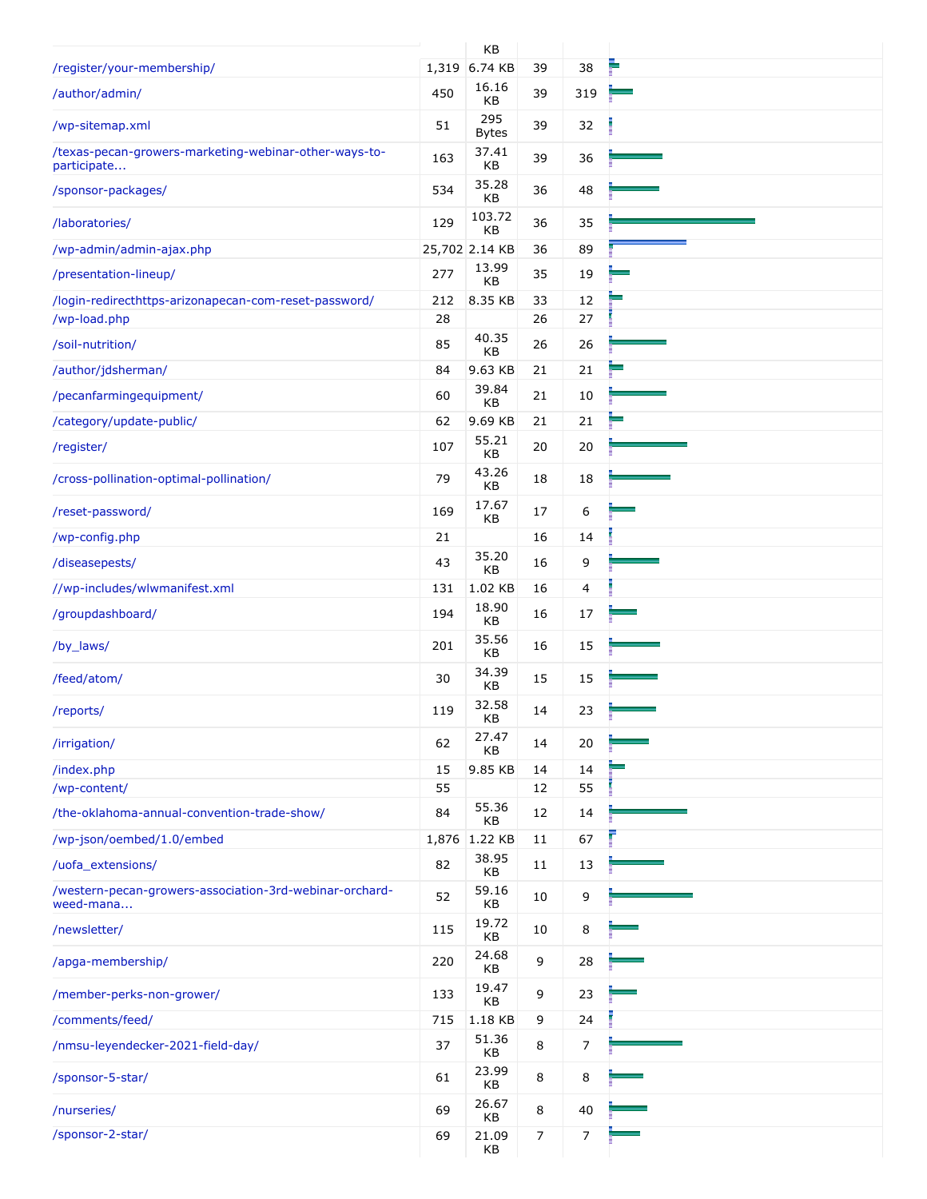| | | KB | | | |
|---|---|---|---|---|---|
| /register/your-membership/ | 1,319 | 6.74 KB | 39 | 38 | |
| /author/admin/ | 450 | 16.16 KB | 39 | 319 | |
| /wp-sitemap.xml | 51 | 295 Bytes | 39 | 32 | |
| /texas-pecan-growers-marketing-webinar-other-ways-to-participate... | 163 | 37.41 KB | 39 | 36 | |
| /sponsor-packages/ | 534 | 35.28 KB | 36 | 48 | |
| /laboratories/ | 129 | 103.72 KB | 36 | 35 | |
| /wp-admin/admin-ajax.php | 25,702 | 2.14 KB | 36 | 89 | |
| /presentation-lineup/ | 277 | 13.99 KB | 35 | 19 | |
| /login-redirecthttps-arizonapecan-com-reset-password/ | 212 | 8.35 KB | 33 | 12 | |
| /wp-load.php | 28 | | 26 | 27 | |
| /soil-nutrition/ | 85 | 40.35 KB | 26 | 26 | |
| /author/jdsherman/ | 84 | 9.63 KB | 21 | 21 | |
| /pecanfarmingequipment/ | 60 | 39.84 KB | 21 | 10 | |
| /category/update-public/ | 62 | 9.69 KB | 21 | 21 | |
| /register/ | 107 | 55.21 KB | 20 | 20 | |
| /cross-pollination-optimal-pollination/ | 79 | 43.26 KB | 18 | 18 | |
| /reset-password/ | 169 | 17.67 KB | 17 | 6 | |
| /wp-config.php | 21 | | 16 | 14 | |
| /diseasepests/ | 43 | 35.20 KB | 16 | 9 | |
| //wp-includes/wlwmanifest.xml | 131 | 1.02 KB | 16 | 4 | |
| /groupdashboard/ | 194 | 18.90 KB | 16 | 17 | |
| /by_laws/ | 201 | 35.56 KB | 16 | 15 | |
| /feed/atom/ | 30 | 34.39 KB | 15 | 15 | |
| /reports/ | 119 | 32.58 KB | 14 | 23 | |
| /irrigation/ | 62 | 27.47 KB | 14 | 20 | |
| /index.php | 15 | 9.85 KB | 14 | 14 | |
| /wp-content/ | 55 | | 12 | 55 | |
| /the-oklahoma-annual-convention-trade-show/ | 84 | 55.36 KB | 12 | 14 | |
| /wp-json/oembed/1.0/embed | 1,876 | 1.22 KB | 11 | 67 | |
| /uofa_extensions/ | 82 | 38.95 KB | 11 | 13 | |
| /western-pecan-growers-association-3rd-webinar-orchard-weed-mana... | 52 | 59.16 KB | 10 | 9 | |
| /newsletter/ | 115 | 19.72 KB | 10 | 8 | |
| /apga-membership/ | 220 | 24.68 KB | 9 | 28 | |
| /member-perks-non-grower/ | 133 | 19.47 KB | 9 | 23 | |
| /comments/feed/ | 715 | 1.18 KB | 9 | 24 | |
| /nmsu-leyendecker-2021-field-day/ | 37 | 51.36 KB | 8 | 7 | |
| /sponsor-5-star/ | 61 | 23.99 KB | 8 | 8 | |
| /nurseries/ | 69 | 26.67 KB | 8 | 40 | |
| /sponsor-2-star/ | 69 | 21.09 KB | 7 | 7 | |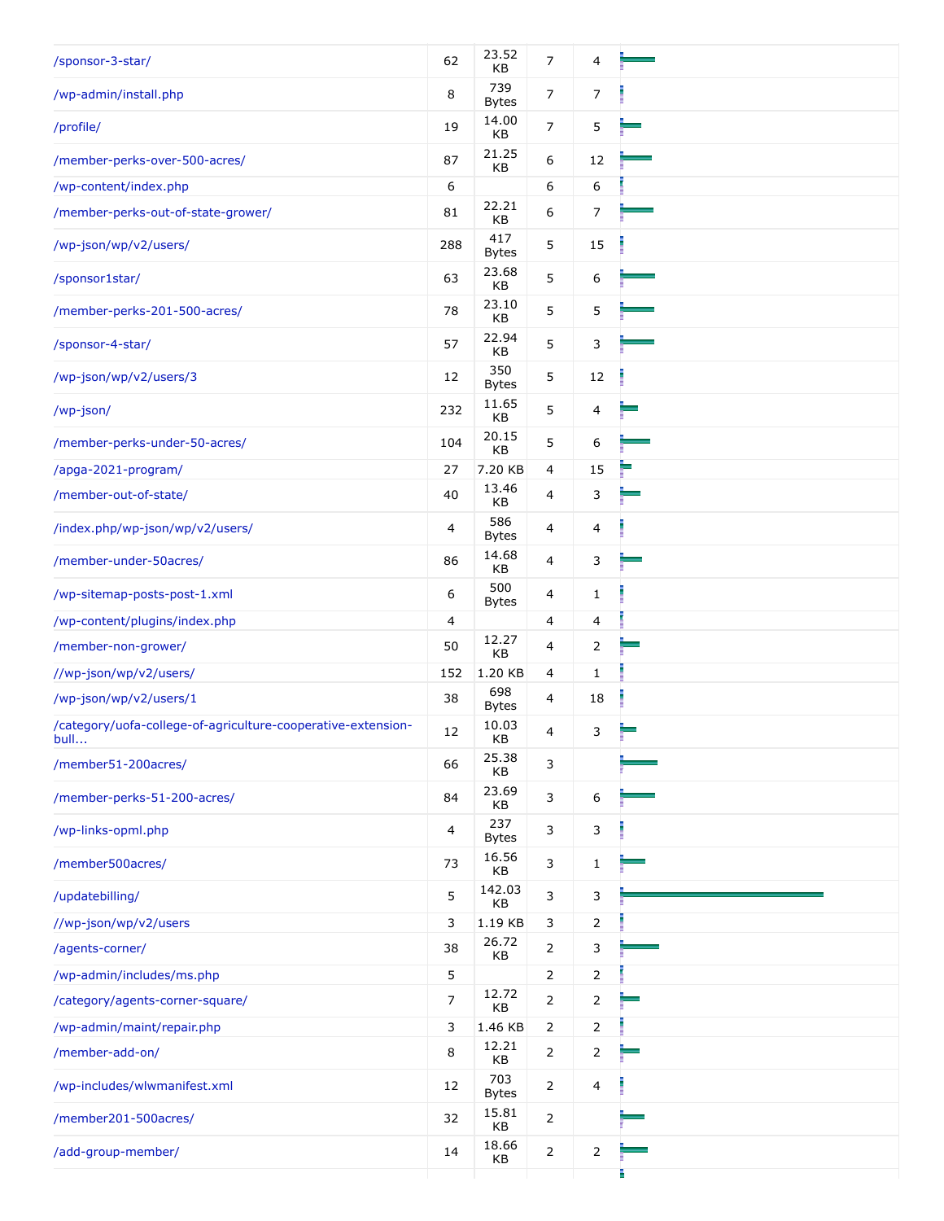| | | | | | |
|---|---|---|---|---|---|
| /sponsor-3-star/ | 62 | 23.52 KB | 7 | 4 | |
| /wp-admin/install.php | 8 | 739 Bytes | 7 | 7 | |
| /profile/ | 19 | 14.00 KB | 7 | 5 | |
| /member-perks-over-500-acres/ | 87 | 21.25 KB | 6 | 12 | |
| /wp-content/index.php | 6 | | 6 | 6 | |
| /member-perks-out-of-state-grower/ | 81 | 22.21 KB | 6 | 7 | |
| /wp-json/wp/v2/users/ | 288 | 417 Bytes | 5 | 15 | |
| /sponsor1star/ | 63 | 23.68 KB | 5 | 6 | |
| /member-perks-201-500-acres/ | 78 | 23.10 KB | 5 | 5 | |
| /sponsor-4-star/ | 57 | 22.94 KB | 5 | 3 | |
| /wp-json/wp/v2/users/3 | 12 | 350 Bytes | 5 | 12 | |
| /wp-json/ | 232 | 11.65 KB | 5 | 4 | |
| /member-perks-under-50-acres/ | 104 | 20.15 KB | 5 | 6 | |
| /apga-2021-program/ | 27 | 7.20 KB | 4 | 15 | |
| /member-out-of-state/ | 40 | 13.46 KB | 4 | 3 | |
| /index.php/wp-json/wp/v2/users/ | 4 | 586 Bytes | 4 | 4 | |
| /member-under-50acres/ | 86 | 14.68 KB | 4 | 3 | |
| /wp-sitemap-posts-post-1.xml | 6 | 500 Bytes | 4 | 1 | |
| /wp-content/plugins/index.php | 4 | | 4 | 4 | |
| /member-non-grower/ | 50 | 12.27 KB | 4 | 2 | |
| //wp-json/wp/v2/users/ | 152 | 1.20 KB | 4 | 1 | |
| /wp-json/wp/v2/users/1 | 38 | 698 Bytes | 4 | 18 | |
| /category/uofa-college-of-agriculture-cooperative-extension-bull... | 12 | 10.03 KB | 4 | 3 | |
| /member51-200acres/ | 66 | 25.38 KB | 3 | | |
| /member-perks-51-200-acres/ | 84 | 23.69 KB | 3 | 6 | |
| /wp-links-opml.php | 4 | 237 Bytes | 3 | 3 | |
| /member500acres/ | 73 | 16.56 KB | 3 | 1 | |
| /updatebilling/ | 5 | 142.03 KB | 3 | 3 | |
| //wp-json/wp/v2/users | 3 | 1.19 KB | 3 | 2 | |
| /agents-corner/ | 38 | 26.72 KB | 2 | 3 | |
| /wp-admin/includes/ms.php | 5 | | 2 | 2 | |
| /category/agents-corner-square/ | 7 | 12.72 KB | 2 | 2 | |
| /wp-admin/maint/repair.php | 3 | 1.46 KB | 2 | 2 | |
| /member-add-on/ | 8 | 12.21 KB | 2 | 2 | |
| /wp-includes/wlwmanifest.xml | 12 | 703 Bytes | 2 | 4 | |
| /member201-500acres/ | 32 | 15.81 KB | 2 | | |
| /add-group-member/ | 14 | 18.66 KB | 2 | 2 | |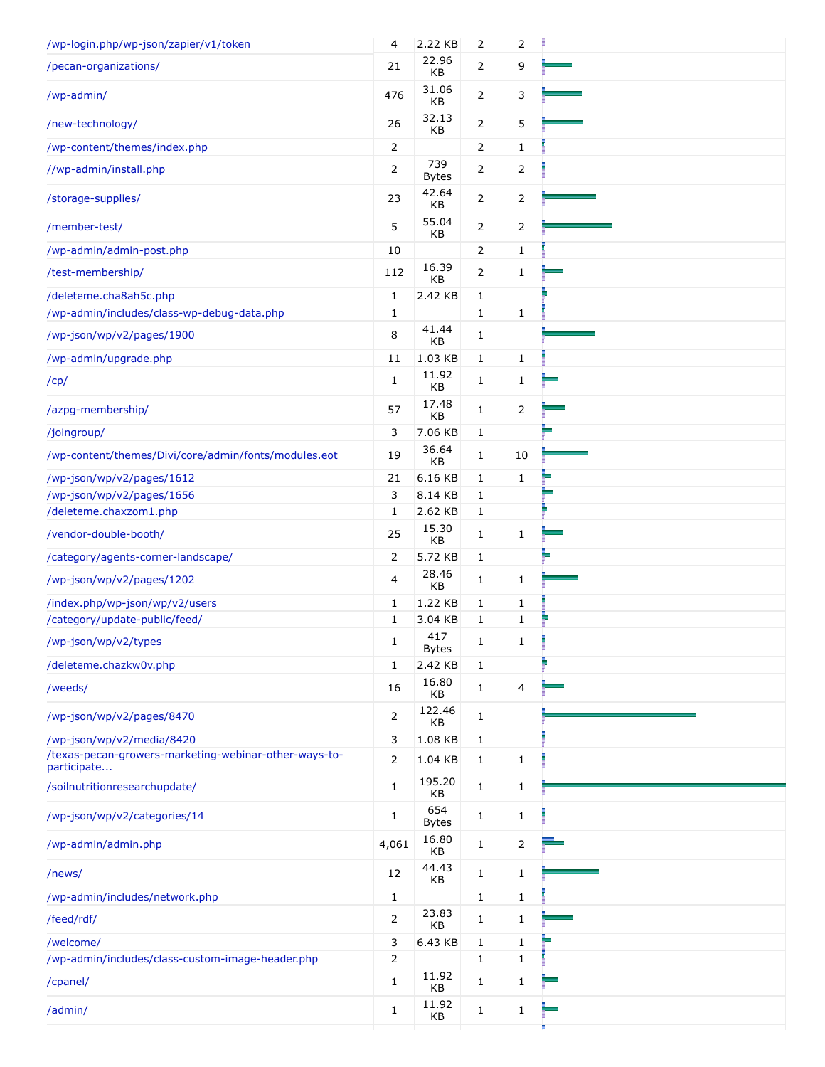| | | | | | |
|---|---|---|---|---|---|
| /wp-login.php/wp-json/zapier/v1/token | 4 | 2.22 KB | 2 | 2 | |
| /pecan-organizations/ | 21 | 22.96 KB | 2 | 9 | |
| /wp-admin/ | 476 | 31.06 KB | 2 | 3 | |
| /new-technology/ | 26 | 32.13 KB | 2 | 5 | |
| /wp-content/themes/index.php | 2 | | 2 | 1 | |
| //wp-admin/install.php | 2 | 739 Bytes | 2 | 2 | |
| /storage-supplies/ | 23 | 42.64 KB | 2 | 2 | |
| /member-test/ | 5 | 55.04 KB | 2 | 2 | |
| /wp-admin/admin-post.php | 10 | | 2 | 1 | |
| /test-membership/ | 112 | 16.39 KB | 2 | 1 | |
| /deleteme.cha8ah5c.php | 1 | 2.42 KB | 1 | | |
| /wp-admin/includes/class-wp-debug-data.php | 1 | | 1 | 1 | |
| /wp-json/wp/v2/pages/1900 | 8 | 41.44 KB | 1 | | |
| /wp-admin/upgrade.php | 11 | 1.03 KB | 1 | 1 | |
| /cp/ | 1 | 11.92 KB | 1 | 1 | |
| /azpg-membership/ | 57 | 17.48 KB | 1 | 2 | |
| /joingroup/ | 3 | 7.06 KB | 1 | | |
| /wp-content/themes/Divi/core/admin/fonts/modules.eot | 19 | 36.64 KB | 1 | 10 | |
| /wp-json/wp/v2/pages/1612 | 21 | 6.16 KB | 1 | 1 | |
| /wp-json/wp/v2/pages/1656 | 3 | 8.14 KB | 1 | | |
| /deleteme.chaxzom1.php | 1 | 2.62 KB | 1 | | |
| /vendor-double-booth/ | 25 | 15.30 KB | 1 | 1 | |
| /category/agents-corner-landscape/ | 2 | 5.72 KB | 1 | | |
| /wp-json/wp/v2/pages/1202 | 4 | 28.46 KB | 1 | 1 | |
| /index.php/wp-json/wp/v2/users | 1 | 1.22 KB | 1 | 1 | |
| /category/update-public/feed/ | 1 | 3.04 KB | 1 | 1 | |
| /wp-json/wp/v2/types | 1 | 417 Bytes | 1 | 1 | |
| /deleteme.chazkw0v.php | 1 | 2.42 KB | 1 | | |
| /weeds/ | 16 | 16.80 KB | 1 | 4 | |
| /wp-json/wp/v2/pages/8470 | 2 | 122.46 KB | 1 | | |
| /wp-json/wp/v2/media/8420 | 3 | 1.08 KB | 1 | | |
| /texas-pecan-growers-marketing-webinar-other-ways-to-participate... | 2 | 1.04 KB | 1 | 1 | |
| /soilnutritionresearchupdate/ | 1 | 195.20 KB | 1 | 1 | |
| /wp-json/wp/v2/categories/14 | 1 | 654 Bytes | 1 | 1 | |
| /wp-admin/admin.php | 4,061 | 16.80 KB | 1 | 2 | |
| /news/ | 12 | 44.43 KB | 1 | 1 | |
| /wp-admin/includes/network.php | 1 | | 1 | 1 | |
| /feed/rdf/ | 2 | 23.83 KB | 1 | 1 | |
| /welcome/ | 3 | 6.43 KB | 1 | 1 | |
| /wp-admin/includes/class-custom-image-header.php | 2 | | 1 | 1 | |
| /cpanel/ | 1 | 11.92 KB | 1 | 1 | |
| /admin/ | 1 | 11.92 KB | 1 | 1 | |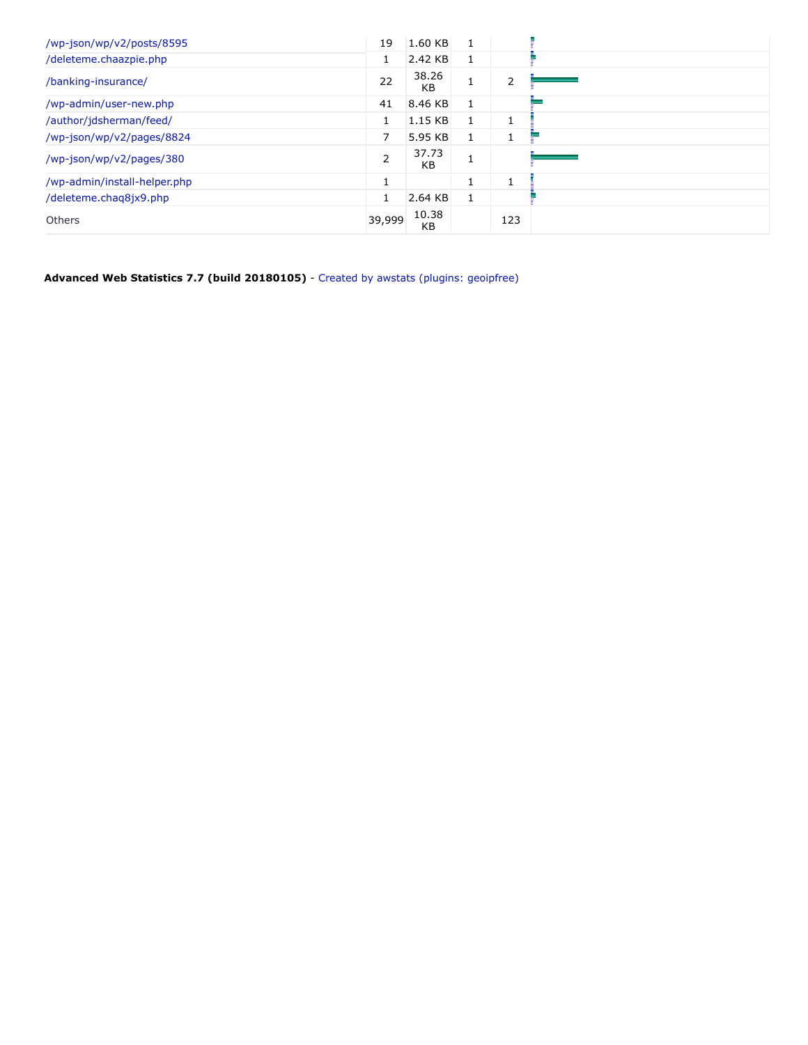| | | | | | |
|---|---|---|---|---|---|
| /wp-json/wp/v2/posts/8595 | 19 | 1.60 KB | 1 | | |
| /deleteme.chaazpie.php | 1 | 2.42 KB | 1 | | |
| /banking-insurance/ | 22 | 38.26 KB | 1 | 2 | |
| /wp-admin/user-new.php | 41 | 8.46 KB | 1 | | |
| /author/jdsherman/feed/ | 1 | 1.15 KB | 1 | 1 | |
| /wp-json/wp/v2/pages/8824 | 7 | 5.95 KB | 1 | 1 | |
| /wp-json/wp/v2/pages/380 | 2 | 37.73 KB | 1 | | |
| /wp-admin/install-helper.php | 1 | | 1 | 1 | |
| /deleteme.chaq8jx9.php | 1 | 2.64 KB | 1 | | |
| Others | 39,999 | 10.38 KB | | 123 | |

**Advanced Web Statistics 7.7 (build 20180105)** - Created by awstats (plugins: geoipfree)